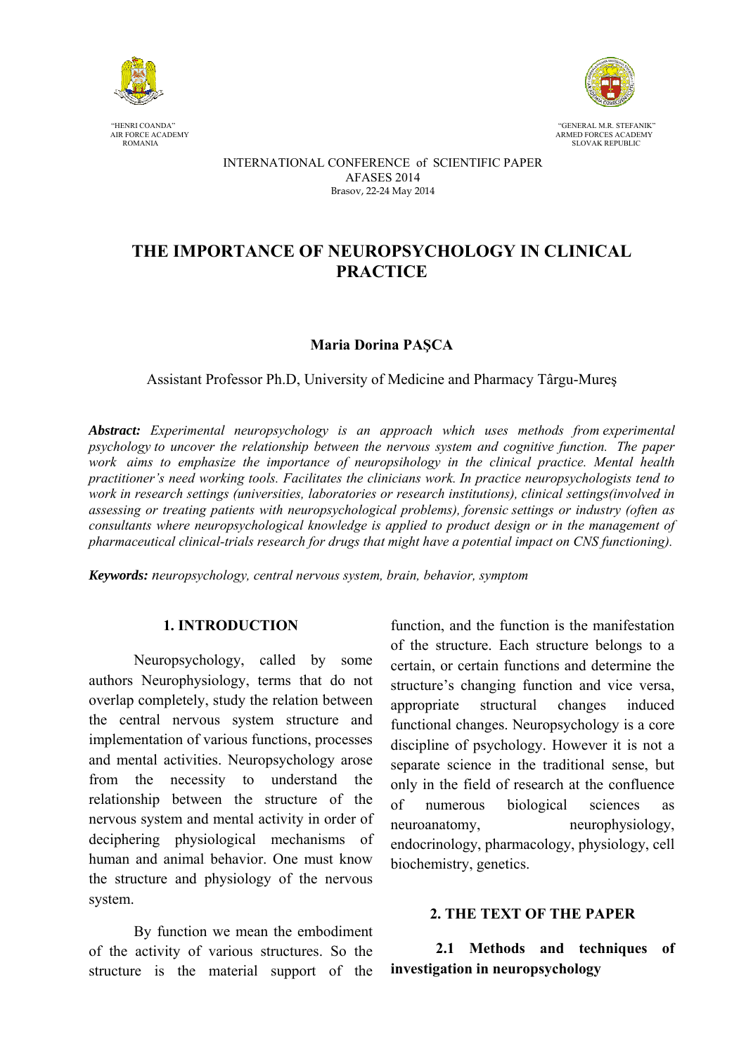"HENRI COANDA"
AIR FORCE ACADEMY
ROMANIA

"GENERAL M.R. STEFANIK"
ARMED FORCES ACADEMY
SLOVAK REPUBLIC

INTERNATIONAL CONFERENCE of SCIENTIFIC PAPER
AFASES 2014
Brasov, 22-24 May 2014

# THE IMPORTANCE OF NEUROPSYCHOLOGY IN CLINICAL PRACTICE

**Maria Dorina PAŞCA**

Assistant Professor Ph.D, University of Medicine and Pharmacy Târgu-Mureş

***Abstract:*** *Experimental neuropsychology is an approach which uses methods from experimental psychology to uncover the relationship between the nervous system and cognitive function. The paper work aims to emphasize the importance of neuropsihology in the clinical practice. Mental health practitioner's need working tools. Facilitates the clinicians work. In practice neuropsychologists tend to work in research settings (universities, laboratories or research institutions), clinical settings(involved in assessing or treating patients with neuropsychological problems), forensic settings or industry (often as consultants where neuropsychological knowledge is applied to product design or in the management of pharmaceutical clinical-trials research for drugs that might have a potential impact on CNS functioning).*

***Keywords:*** *neuropsychology, central nervous system, brain, behavior, symptom*

## 1. INTRODUCTION

Neuropsychology, called by some authors Neurophysiology, terms that do not overlap completely, study the relation between the central nervous system structure and implementation of various functions, processes and mental activities. Neuropsychology arose from the necessity to understand the relationship between the structure of the nervous system and mental activity in order of deciphering physiological mechanisms of human and animal behavior. One must know the structure and physiology of the nervous system.

By function we mean the embodiment of the activity of various structures. So the structure is the material support of the function, and the function is the manifestation of the structure. Each structure belongs to a certain, or certain functions and determine the structure's changing function and vice versa, appropriate structural changes induced functional changes. Neuropsychology is a core discipline of psychology. However it is not a separate science in the traditional sense, but only in the field of research at the confluence of numerous biological sciences as neuroanatomy, neurophysiology, endocrinology, pharmacology, physiology, cell biochemistry, genetics.

## 2. THE TEXT OF THE PAPER

### 2.1 Methods and techniques of investigation in neuropsychology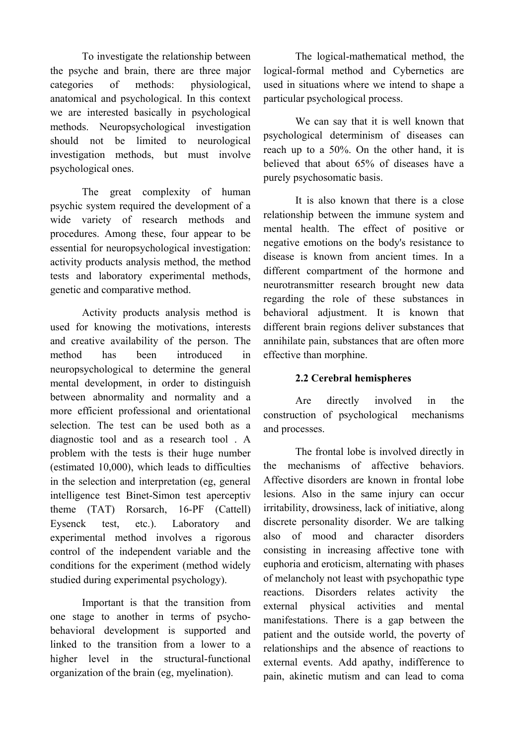To investigate the relationship between the psyche and brain, there are three major categories of methods: physiological, anatomical and psychological. In this context we are interested basically in psychological methods. Neuropsychological investigation should not be limited to neurological investigation methods, but must involve psychological ones.

The great complexity of human psychic system required the development of a wide variety of research methods and procedures. Among these, four appear to be essential for neuropsychological investigation: activity products analysis method, the method tests and laboratory experimental methods, genetic and comparative method.

Activity products analysis method is used for knowing the motivations, interests and creative availability of the person. The method has been introduced in neuropsychological to determine the general mental development, in order to distinguish between abnormality and normality and a more efficient professional and orientational selection. The test can be used both as a diagnostic tool and as a research tool . A problem with the tests is their huge number (estimated 10,000), which leads to difficulties in the selection and interpretation (eg, general intelligence test Binet-Simon test aperceptiv theme (TAT) Rorsarch, 16-PF (Cattell) Eysenck test, etc.). Laboratory and experimental method involves a rigorous control of the independent variable and the conditions for the experiment (method widely studied during experimental psychology).

Important is that the transition from one stage to another in terms of psycho-behavioral development is supported and linked to the transition from a lower to a higher level in the structural-functional organization of the brain (eg, myelination).

The logical-mathematical method, the logical-formal method and Cybernetics are used in situations where we intend to shape a particular psychological process.

We can say that it is well known that psychological determinism of diseases can reach up to a 50%. On the other hand, it is believed that about 65% of diseases have a purely psychosomatic basis.

It is also known that there is a close relationship between the immune system and mental health. The effect of positive or negative emotions on the body's resistance to disease is known from ancient times. In a different compartment of the hormone and neurotransmitter research brought new data regarding the role of these substances in behavioral adjustment. It is known that different brain regions deliver substances that annihilate pain, substances that are often more effective than morphine.

### 2.2 Cerebral hemispheres

Are directly involved in the construction of psychological mechanisms and processes.

The frontal lobe is involved directly in the mechanisms of affective behaviors. Affective disorders are known in frontal lobe lesions. Also in the same injury can occur irritability, drowsiness, lack of initiative, along discrete personality disorder. We are talking also of mood and character disorders consisting in increasing affective tone with euphoria and eroticism, alternating with phases of melancholy not least with psychopathic type reactions. Disorders relates activity the external physical activities and mental manifestations. There is a gap between the patient and the outside world, the poverty of relationships and the absence of reactions to external events. Add apathy, indifference to pain, akinetic mutism and can lead to coma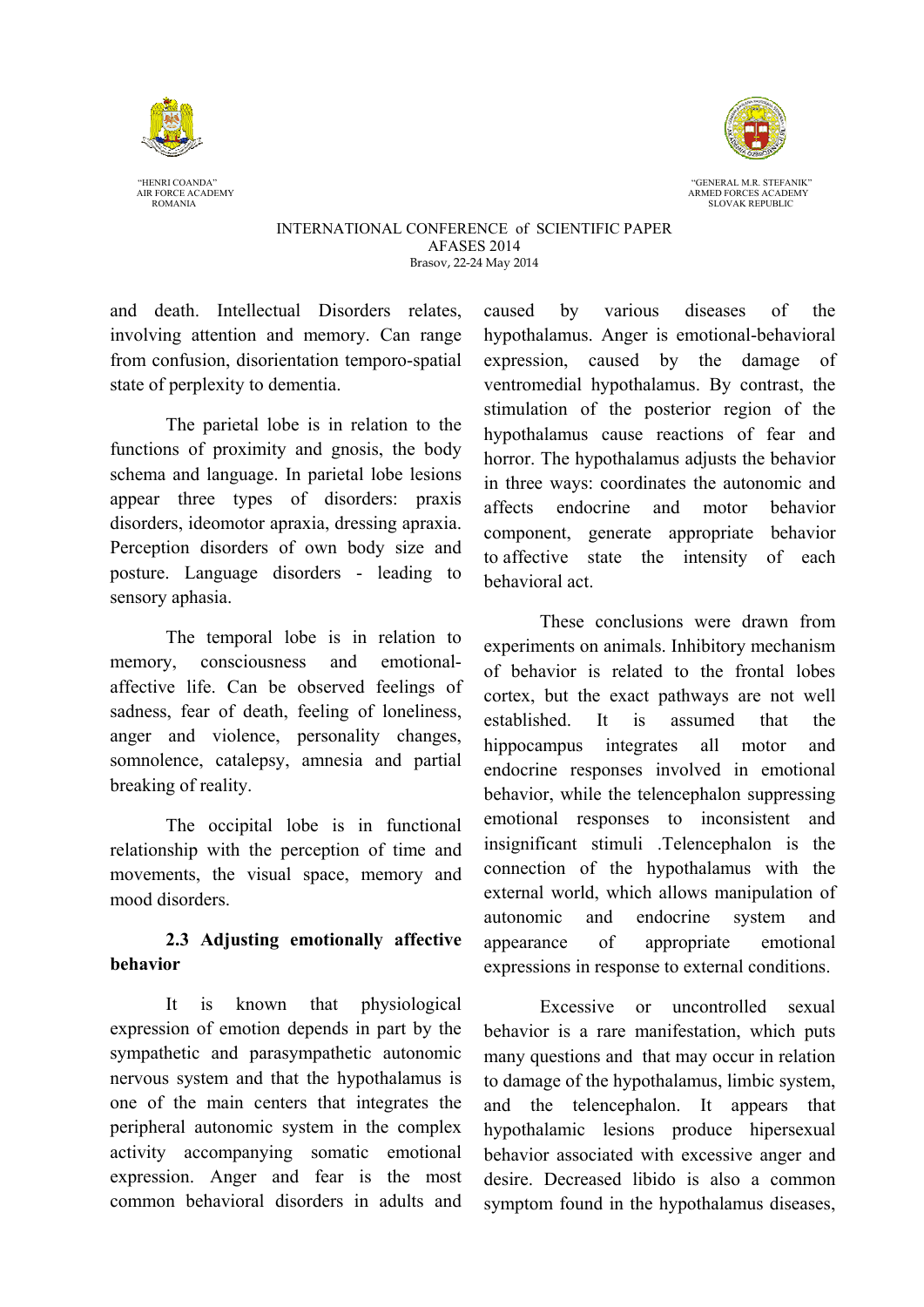and death. Intellectual Disorders relates, involving attention and memory. Can range from confusion, disorientation temporo-spatial state of perplexity to dementia.

The parietal lobe is in relation to the functions of proximity and gnosis, the body schema and language. In parietal lobe lesions appear three types of disorders: praxis disorders, ideomotor apraxia, dressing apraxia. Perception disorders of own body size and posture. Language disorders - leading to sensory aphasia.

The temporal lobe is in relation to memory, consciousness and emotional-affective life. Can be observed feelings of sadness, fear of death, feeling of loneliness, anger and violence, personality changes, somnolence, catalepsy, amnesia and partial breaking of reality.

The occipital lobe is in functional relationship with the perception of time and movements, the visual space, memory and mood disorders.

### 2.3 Adjusting emotionally affective behavior

It is known that physiological expression of emotion depends in part by the sympathetic and parasympathetic autonomic nervous system and that the hypothalamus is one of the main centers that integrates the peripheral autonomic system in the complex activity accompanying somatic emotional expression. Anger and fear is the most common behavioral disorders in adults and caused by various diseases of the hypothalamus. Anger is emotional-behavioral expression, caused by the damage of ventromedial hypothalamus. By contrast, the stimulation of the posterior region of the hypothalamus cause reactions of fear and horror. The hypothalamus adjusts the behavior in three ways: coordinates the autonomic and affects endocrine and motor behavior component, generate appropriate behavior to affective state the intensity of each behavioral act.

These conclusions were drawn from experiments on animals. Inhibitory mechanism of behavior is related to the frontal lobes cortex, but the exact pathways are not well established. It is assumed that the hippocampus integrates all motor and endocrine responses involved in emotional behavior, while the telencephalon suppressing emotional responses to inconsistent and insignificant stimuli .Telencephalon is the connection of the hypothalamus with the external world, which allows manipulation of autonomic and endocrine system and appearance of appropriate emotional expressions in response to external conditions.

Excessive or uncontrolled sexual behavior is a rare manifestation, which puts many questions and that may occur in relation to damage of the hypothalamus, limbic system, and the telencephalon. It appears that hypothalamic lesions produce hipersexual behavior associated with excessive anger and desire. Decreased libido is also a common symptom found in the hypothalamus diseases,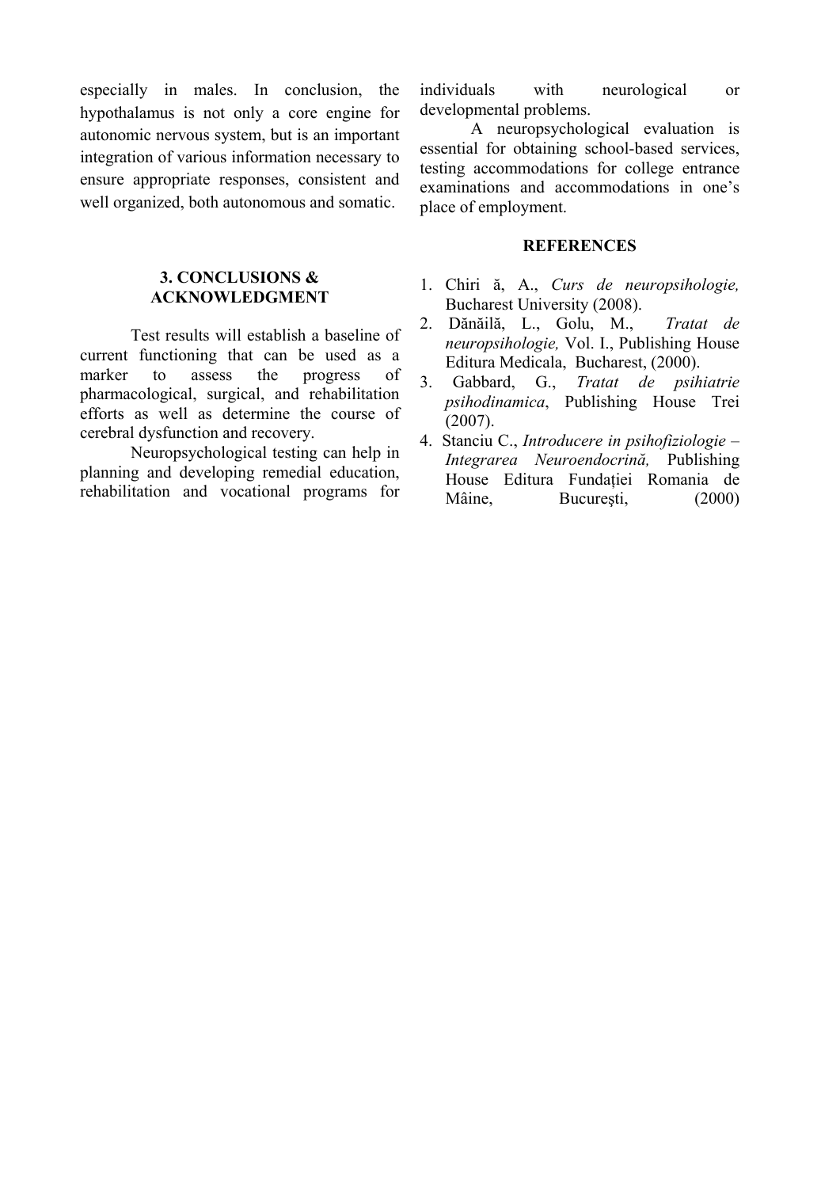especially in males. In conclusion, the hypothalamus is not only a core engine for autonomic nervous system, but is an important integration of various information necessary to ensure appropriate responses, consistent and well organized, both autonomous and somatic.

## 3. CONCLUSIONS & ACKNOWLEDGMENT

Test results will establish a baseline of current functioning that can be used as a marker to assess the progress of pharmacological, surgical, and rehabilitation efforts as well as determine the course of cerebral dysfunction and recovery.

Neuropsychological testing can help in planning and developing remedial education, rehabilitation and vocational programs for individuals with neurological or developmental problems.

A neuropsychological evaluation is essential for obtaining school-based services, testing accommodations for college entrance examinations and accommodations in one's place of employment.

## REFERENCES

1. Chiri ă, A., *Curs de neuropsihologie,* Bucharest University (2008).
2. Dănăilă, L., Golu, M., *Tratat de neuropsihologie,* Vol. I., Publishing House Editura Medicala, Bucharest, (2000).
3. Gabbard, G., *Tratat de psihiatrie psihodinamica*, Publishing House Trei (2007).
4. Stanciu C., *Introducere in psihofiziologie – Integrarea Neuroendocrină,* Publishing House Editura Fundației Romania de Mâine, București, (2000)